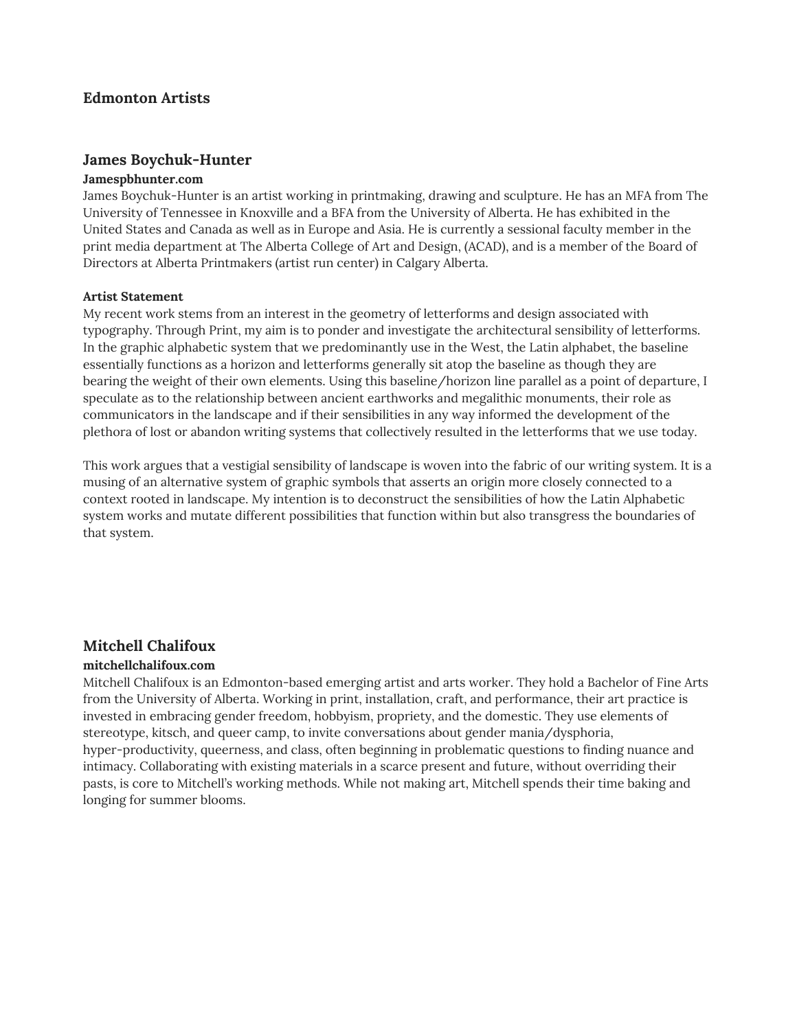# Edmonton Artists

## James Boychuk-Hunter

**Jamespbhunter.com**

James Boychuk-Hunter is an artist working in printmaking, drawing and sculpture. He has an MFA from The University of Tennessee in Knoxville and a BFA from the University of Alberta. He has exhibited in the United States and Canada as well as in Europe and Asia. He is currently a sessional faculty member in the print media department at The Alberta College of Art and Design, (ACAD), and is a member of the Board of Directors at Alberta Printmakers (artist run center) in Calgary Alberta.

**Artist Statement**

My recent work stems from an interest in the geometry of letterforms and design associated with typography. Through Print, my aim is to ponder and investigate the architectural sensibility of letterforms. In the graphic alphabetic system that we predominantly use in the West, the Latin alphabet, the baseline essentially functions as a horizon and letterforms generally sit atop the baseline as though they are bearing the weight of their own elements. Using this baseline/horizon line parallel as a point of departure, I speculate as to the relationship between ancient earthworks and megalithic monuments, their role as communicators in the landscape and if their sensibilities in any way informed the development of the plethora of lost or abandon writing systems that collectively resulted in the letterforms that we use today.

This work argues that a vestigial sensibility of landscape is woven into the fabric of our writing system. It is a musing of an alternative system of graphic symbols that asserts an origin more closely connected to a context rooted in landscape. My intention is to deconstruct the sensibilities of how the Latin Alphabetic system works and mutate different possibilities that function within but also transgress the boundaries of that system.

## Mitchell Chalifoux

**mitchellchalifoux.com**

Mitchell Chalifoux is an Edmonton-based emerging artist and arts worker. They hold a Bachelor of Fine Arts from the University of Alberta. Working in print, installation, craft, and performance, their art practice is invested in embracing gender freedom, hobbyism, propriety, and the domestic. They use elements of stereotype, kitsch, and queer camp, to invite conversations about gender mania/dysphoria, hyper-productivity, queerness, and class, often beginning in problematic questions to finding nuance and intimacy. Collaborating with existing materials in a scarce present and future, without overriding their pasts, is core to Mitchell's working methods. While not making art, Mitchell spends their time baking and longing for summer blooms.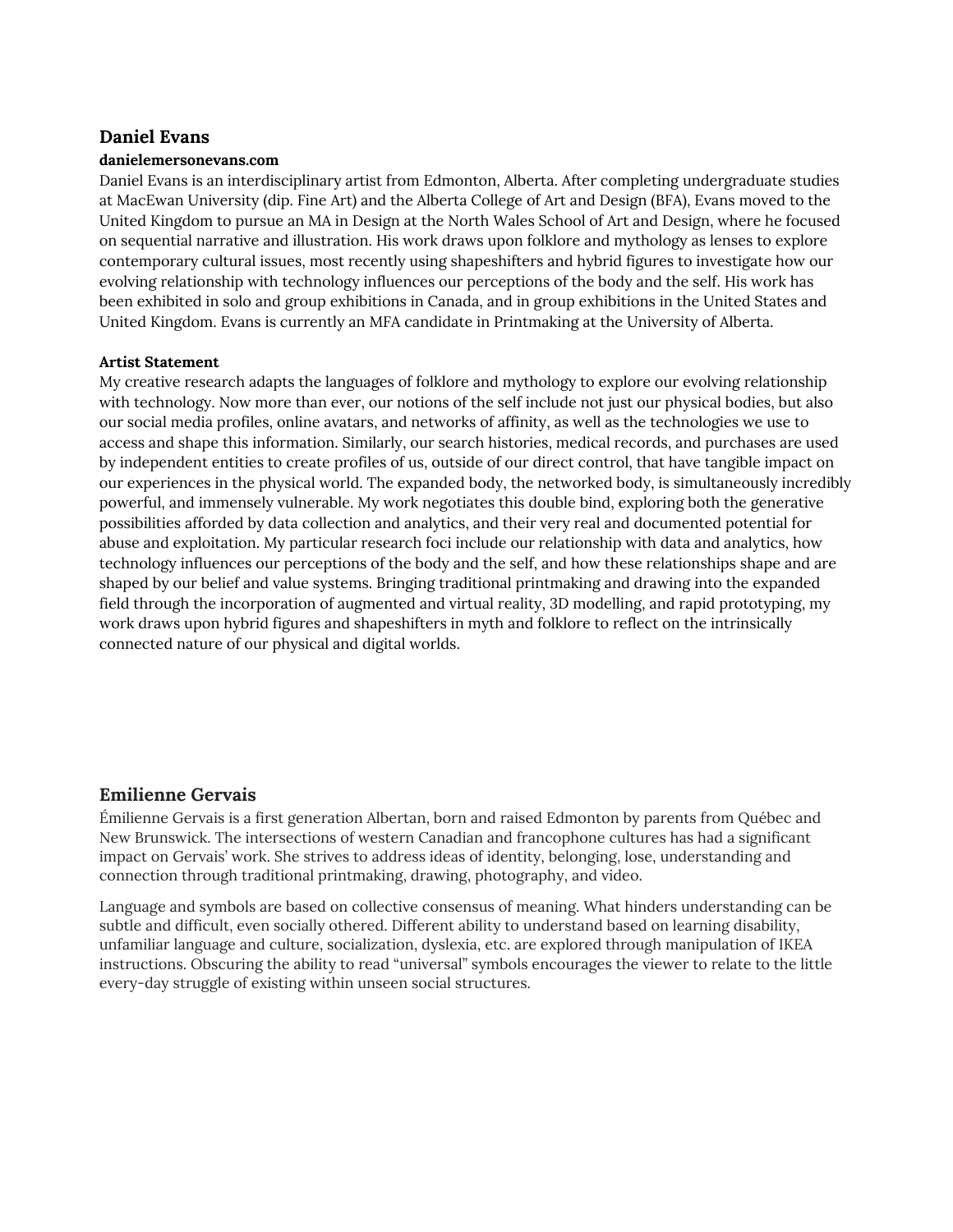## Daniel Evans

**danielemersonevans.com**

Daniel Evans is an interdisciplinary artist from Edmonton, Alberta. After completing undergraduate studies at MacEwan University (dip. Fine Art) and the Alberta College of Art and Design (BFA), Evans moved to the United Kingdom to pursue an MA in Design at the North Wales School of Art and Design, where he focused on sequential narrative and illustration. His work draws upon folklore and mythology as lenses to explore contemporary cultural issues, most recently using shapeshifters and hybrid figures to investigate how our evolving relationship with technology influences our perceptions of the body and the self. His work has been exhibited in solo and group exhibitions in Canada, and in group exhibitions in the United States and United Kingdom. Evans is currently an MFA candidate in Printmaking at the University of Alberta.

**Artist Statement**

My creative research adapts the languages of folklore and mythology to explore our evolving relationship with technology. Now more than ever, our notions of the self include not just our physical bodies, but also our social media profiles, online avatars, and networks of affinity, as well as the technologies we use to access and shape this information. Similarly, our search histories, medical records, and purchases are used by independent entities to create profiles of us, outside of our direct control, that have tangible impact on our experiences in the physical world. The expanded body, the networked body, is simultaneously incredibly powerful, and immensely vulnerable. My work negotiates this double bind, exploring both the generative possibilities afforded by data collection and analytics, and their very real and documented potential for abuse and exploitation. My particular research foci include our relationship with data and analytics, how technology influences our perceptions of the body and the self, and how these relationships shape and are shaped by our belief and value systems. Bringing traditional printmaking and drawing into the expanded field through the incorporation of augmented and virtual reality, 3D modelling, and rapid prototyping, my work draws upon hybrid figures and shapeshifters in myth and folklore to reflect on the intrinsically connected nature of our physical and digital worlds.

## Emilienne Gervais

Émilienne Gervais is a first generation Albertan, born and raised Edmonton by parents from Québec and New Brunswick. The intersections of western Canadian and francophone cultures has had a significant impact on Gervais' work. She strives to address ideas of identity, belonging, lose, understanding and connection through traditional printmaking, drawing, photography, and video.

Language and symbols are based on collective consensus of meaning. What hinders understanding can be subtle and difficult, even socially othered. Different ability to understand based on learning disability, unfamiliar language and culture, socialization, dyslexia, etc. are explored through manipulation of IKEA instructions. Obscuring the ability to read "universal" symbols encourages the viewer to relate to the little every-day struggle of existing within unseen social structures.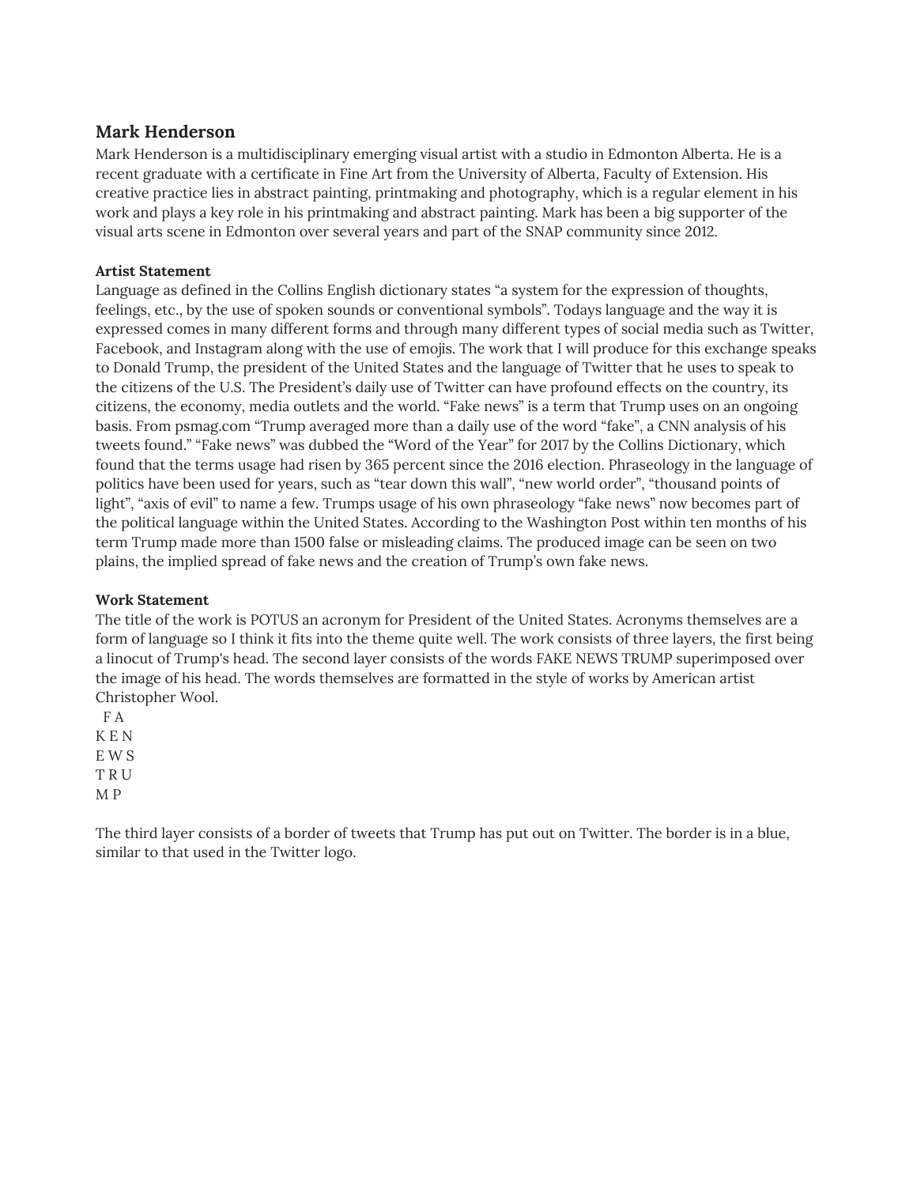## Mark Henderson

Mark Henderson is a multidisciplinary emerging visual artist with a studio in Edmonton Alberta. He is a recent graduate with a certificate in Fine Art from the University of Alberta, Faculty of Extension. His creative practice lies in abstract painting, printmaking and photography, which is a regular element in his work and plays a key role in his printmaking and abstract painting. Mark has been a big supporter of the visual arts scene in Edmonton over several years and part of the SNAP community since 2012.

### Artist Statement

Language as defined in the Collins English dictionary states “a system for the expression of thoughts, feelings, etc., by the use of spoken sounds or conventional symbols”. Todays language and the way it is expressed comes in many different forms and through many different types of social media such as Twitter, Facebook, and Instagram along with the use of emojis. The work that I will produce for this exchange speaks to Donald Trump, the president of the United States and the language of Twitter that he uses to speak to the citizens of the U.S. The President’s daily use of Twitter can have profound effects on the country, its citizens, the economy, media outlets and the world. “Fake news” is a term that Trump uses on an ongoing basis. From psmag.com “Trump averaged more than a daily use of the word “fake”, a CNN analysis of his tweets found.” “Fake news” was dubbed the “Word of the Year” for 2017 by the Collins Dictionary, which found that the terms usage had risen by 365 percent since the 2016 election. Phraseology in the language of politics have been used for years, such as “tear down this wall”, “new world order”, “thousand points of light”, “axis of evil” to name a few. Trumps usage of his own phraseology “fake news” now becomes part of the political language within the United States. According to the Washington Post within ten months of his term Trump made more than 1500 false or misleading claims. The produced image can be seen on two plains, the implied spread of fake news and the creation of Trump’s own fake news.

### Work Statement

The title of the work is POTUS an acronym for President of the United States. Acronyms themselves are a form of language so I think it fits into the theme quite well. The work consists of three layers, the first being a linocut of Trump's head. The second layer consists of the words FAKE NEWS TRUMP superimposed over the image of his head. The words themselves are formatted in the style of works by American artist Christopher Wool.

```
  F A
K E N
E W S
T R U
M P
```

The third layer consists of a border of tweets that Trump has put out on Twitter. The border is in a blue, similar to that used in the Twitter logo.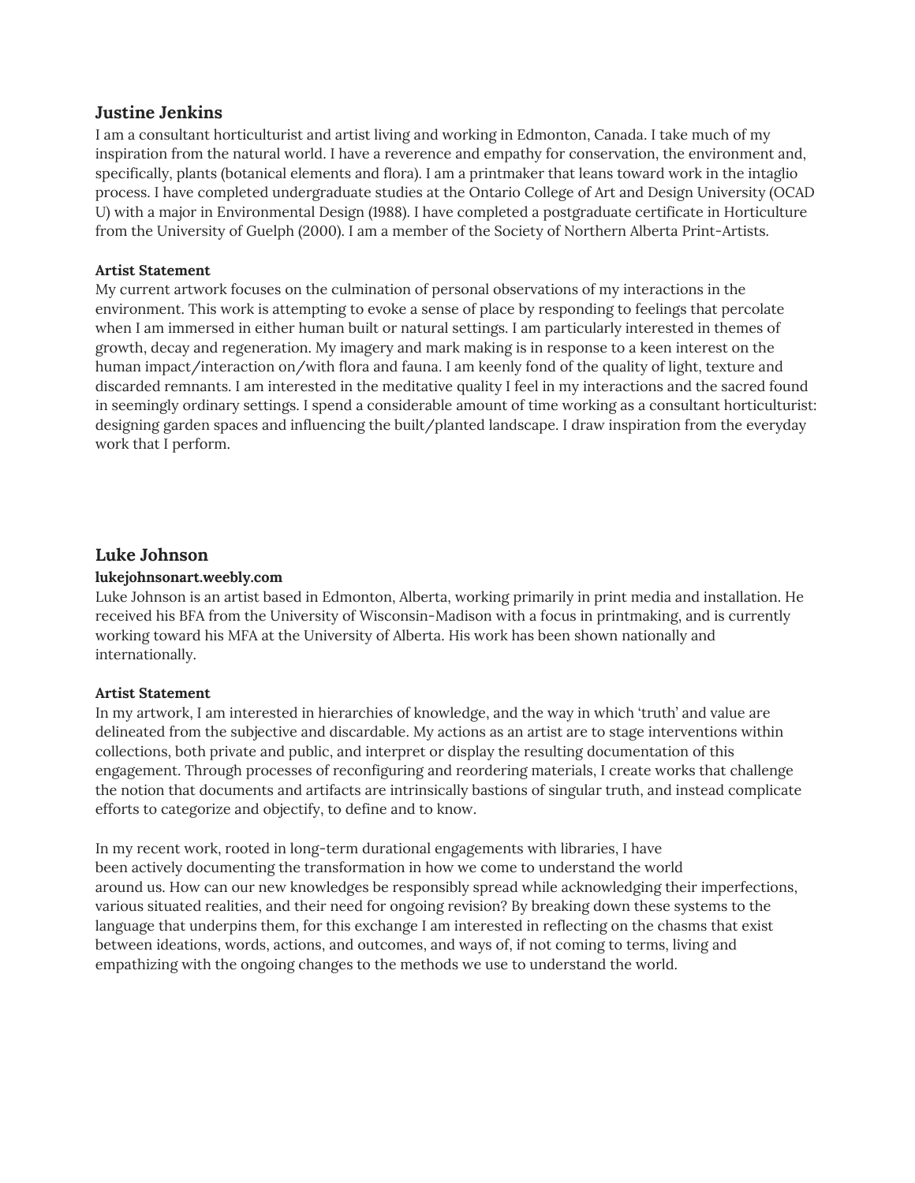## Justine Jenkins

I am a consultant horticulturist and artist living and working in Edmonton, Canada. I take much of my inspiration from the natural world. I have a reverence and empathy for conservation, the environment and, specifically, plants (botanical elements and flora). I am a printmaker that leans toward work in the intaglio process. I have completed undergraduate studies at the Ontario College of Art and Design University (OCAD U) with a major in Environmental Design (1988). I have completed a postgraduate certificate in Horticulture from the University of Guelph (2000). I am a member of the Society of Northern Alberta Print-Artists.

### Artist Statement

My current artwork focuses on the culmination of personal observations of my interactions in the environment. This work is attempting to evoke a sense of place by responding to feelings that percolate when I am immersed in either human built or natural settings. I am particularly interested in themes of growth, decay and regeneration. My imagery and mark making is in response to a keen interest on the human impact/interaction on/with flora and fauna. I am keenly fond of the quality of light, texture and discarded remnants. I am interested in the meditative quality I feel in my interactions and the sacred found in seemingly ordinary settings. I spend a considerable amount of time working as a consultant horticulturist: designing garden spaces and influencing the built/planted landscape. I draw inspiration from the everyday work that I perform.

## Luke Johnson

**lukejohnsonart.weebly.com**

Luke Johnson is an artist based in Edmonton, Alberta, working primarily in print media and installation. He received his BFA from the University of Wisconsin-Madison with a focus in printmaking, and is currently working toward his MFA at the University of Alberta. His work has been shown nationally and internationally.

### Artist Statement

In my artwork, I am interested in hierarchies of knowledge, and the way in which 'truth' and value are delineated from the subjective and discardable. My actions as an artist are to stage interventions within collections, both private and public, and interpret or display the resulting documentation of this engagement. Through processes of reconfiguring and reordering materials, I create works that challenge the notion that documents and artifacts are intrinsically bastions of singular truth, and instead complicate efforts to categorize and objectify, to define and to know.

In my recent work, rooted in long-term durational engagements with libraries, I have been actively documenting the transformation in how we come to understand the world around us. How can our new knowledges be responsibly spread while acknowledging their imperfections, various situated realities, and their need for ongoing revision? By breaking down these systems to the language that underpins them, for this exchange I am interested in reflecting on the chasms that exist between ideations, words, actions, and outcomes, and ways of, if not coming to terms, living and empathizing with the ongoing changes to the methods we use to understand the world.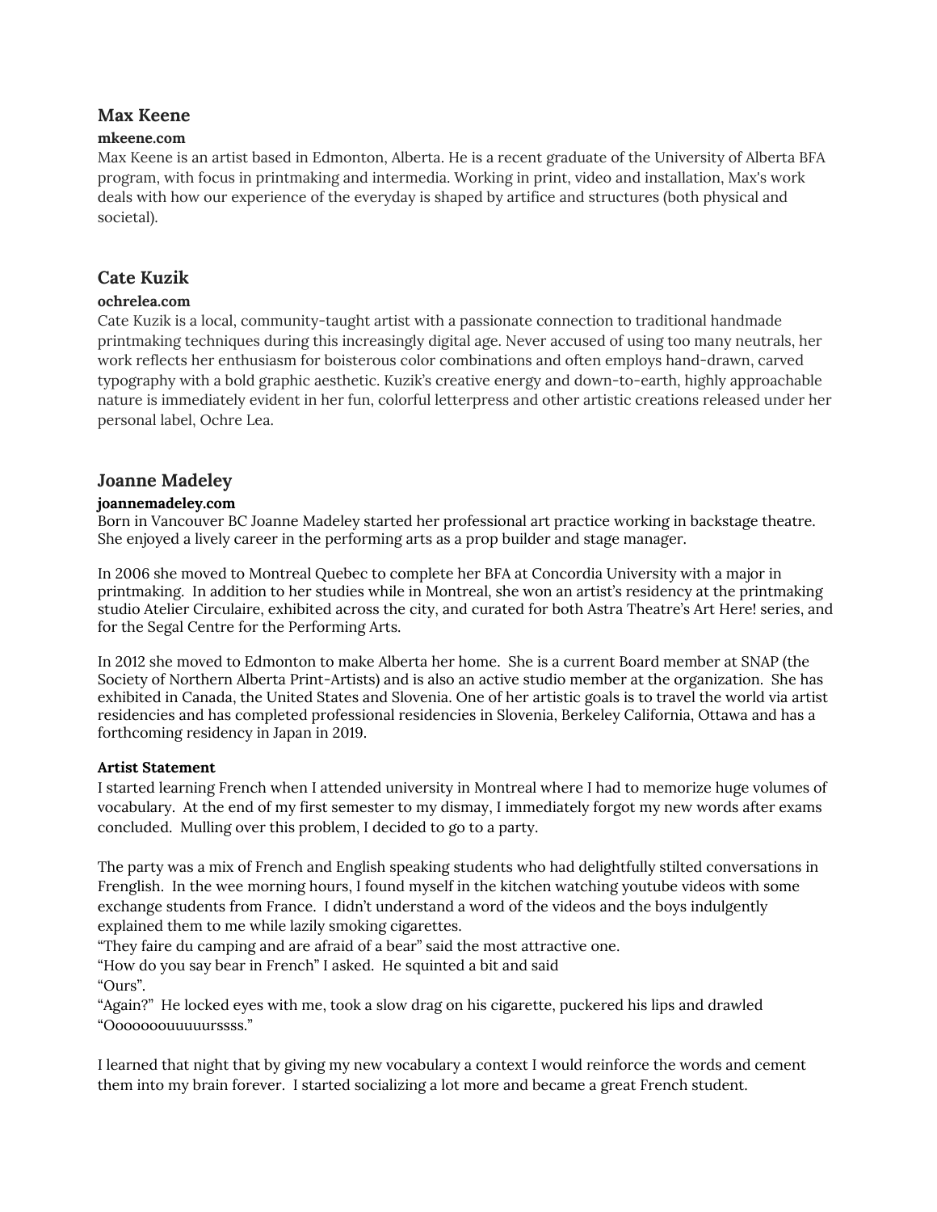## Max Keene

**mkeene.com**

Max Keene is an artist based in Edmonton, Alberta. He is a recent graduate of the University of Alberta BFA program, with focus in printmaking and intermedia. Working in print, video and installation, Max's work deals with how our experience of the everyday is shaped by artifice and structures (both physical and societal).

## Cate Kuzik

**ochrelea.com**

Cate Kuzik is a local, community-taught artist with a passionate connection to traditional handmade printmaking techniques during this increasingly digital age. Never accused of using too many neutrals, her work reflects her enthusiasm for boisterous color combinations and often employs hand-drawn, carved typography with a bold graphic aesthetic. Kuzik's creative energy and down-to-earth, highly approachable nature is immediately evident in her fun, colorful letterpress and other artistic creations released under her personal label, Ochre Lea.

## Joanne Madeley

**joannemadeley.com**

Born in Vancouver BC Joanne Madeley started her professional art practice working in backstage theatre. She enjoyed a lively career in the performing arts as a prop builder and stage manager.

In 2006 she moved to Montreal Quebec to complete her BFA at Concordia University with a major in printmaking. In addition to her studies while in Montreal, she won an artist's residency at the printmaking studio Atelier Circulaire, exhibited across the city, and curated for both Astra Theatre's Art Here! series, and for the Segal Centre for the Performing Arts.

In 2012 she moved to Edmonton to make Alberta her home. She is a current Board member at SNAP (the Society of Northern Alberta Print-Artists) and is also an active studio member at the organization. She has exhibited in Canada, the United States and Slovenia. One of her artistic goals is to travel the world via artist residencies and has completed professional residencies in Slovenia, Berkeley California, Ottawa and has a forthcoming residency in Japan in 2019.

**Artist Statement**

I started learning French when I attended university in Montreal where I had to memorize huge volumes of vocabulary. At the end of my first semester to my dismay, I immediately forgot my new words after exams concluded. Mulling over this problem, I decided to go to a party.

The party was a mix of French and English speaking students who had delightfully stilted conversations in Frenglish. In the wee morning hours, I found myself in the kitchen watching youtube videos with some exchange students from France. I didn't understand a word of the videos and the boys indulgently explained them to me while lazily smoking cigarettes.
"They faire du camping and are afraid of a bear" said the most attractive one.
"How do you say bear in French" I asked. He squinted a bit and said
"Ours".
"Again?" He locked eyes with me, took a slow drag on his cigarette, puckered his lips and drawled
"Ooooooouuuuurssss."

I learned that night that by giving my new vocabulary a context I would reinforce the words and cement them into my brain forever. I started socializing a lot more and became a great French student.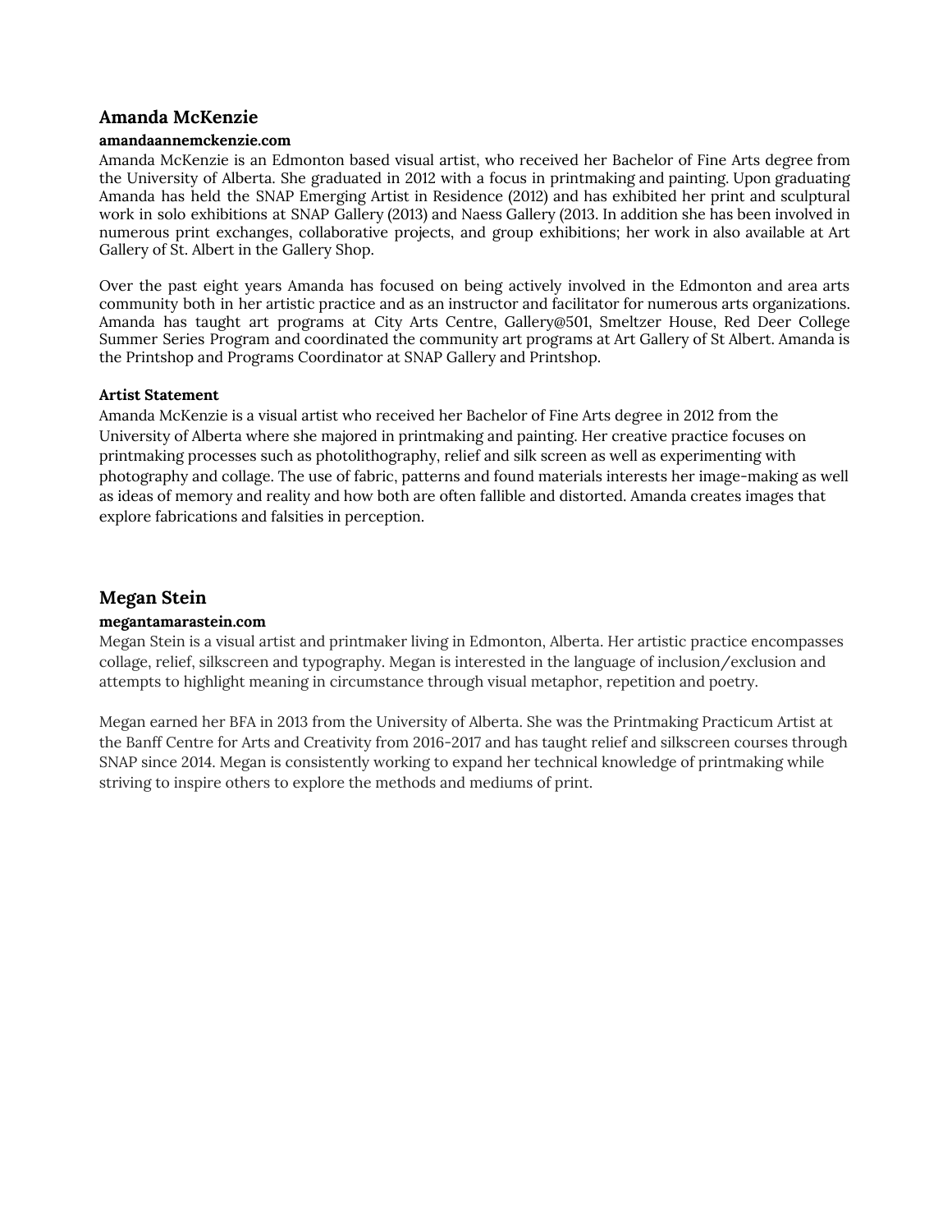## Amanda McKenzie

**amandaannemckenzie.com**

Amanda McKenzie is an Edmonton based visual artist, who received her Bachelor of Fine Arts degree from the University of Alberta. She graduated in 2012 with a focus in printmaking and painting. Upon graduating Amanda has held the SNAP Emerging Artist in Residence (2012) and has exhibited her print and sculptural work in solo exhibitions at SNAP Gallery (2013) and Naess Gallery (2013. In addition she has been involved in numerous print exchanges, collaborative projects, and group exhibitions; her work in also available at Art Gallery of St. Albert in the Gallery Shop.

Over the past eight years Amanda has focused on being actively involved in the Edmonton and area arts community both in her artistic practice and as an instructor and facilitator for numerous arts organizations. Amanda has taught art programs at City Arts Centre, Gallery@501, Smeltzer House, Red Deer College Summer Series Program and coordinated the community art programs at Art Gallery of St Albert. Amanda is the Printshop and Programs Coordinator at SNAP Gallery and Printshop.

**Artist Statement**

Amanda McKenzie is a visual artist who received her Bachelor of Fine Arts degree in 2012 from the University of Alberta where she majored in printmaking and painting. Her creative practice focuses on printmaking processes such as photolithography, relief and silk screen as well as experimenting with photography and collage. The use of fabric, patterns and found materials interests her image-making as well as ideas of memory and reality and how both are often fallible and distorted. Amanda creates images that explore fabrications and falsities in perception.

## Megan Stein

**megantamarastein.com**

Megan Stein is a visual artist and printmaker living in Edmonton, Alberta. Her artistic practice encompasses collage, relief, silkscreen and typography. Megan is interested in the language of inclusion/exclusion and attempts to highlight meaning in circumstance through visual metaphor, repetition and poetry.

Megan earned her BFA in 2013 from the University of Alberta. She was the Printmaking Practicum Artist at the Banff Centre for Arts and Creativity from 2016-2017 and has taught relief and silkscreen courses through SNAP since 2014. Megan is consistently working to expand her technical knowledge of printmaking while striving to inspire others to explore the methods and mediums of print.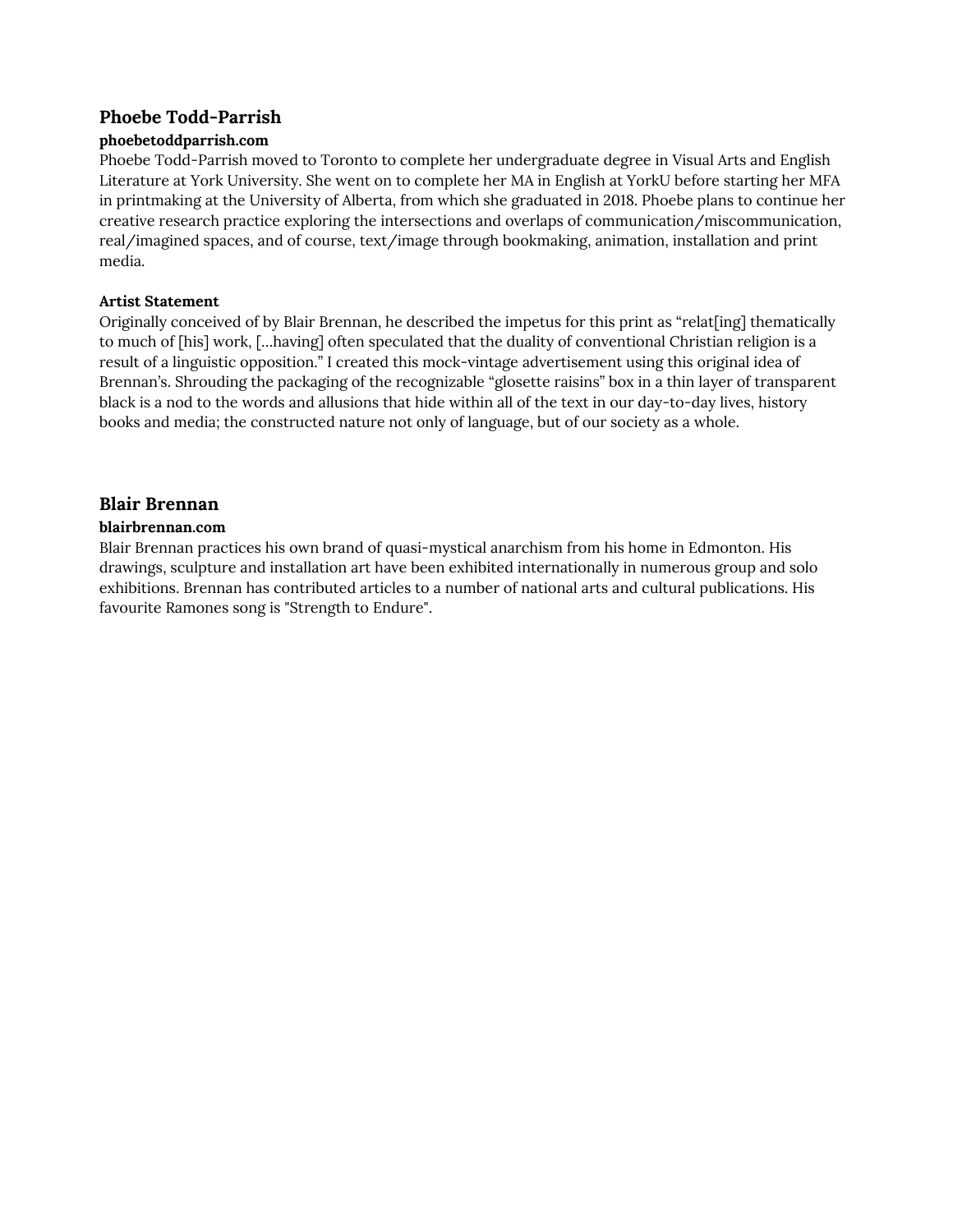## Phoebe Todd-Parrish

**phoebetoddparrish.com**

Phoebe Todd-Parrish moved to Toronto to complete her undergraduate degree in Visual Arts and English Literature at York University. She went on to complete her MA in English at YorkU before starting her MFA in printmaking at the University of Alberta, from which she graduated in 2018. Phoebe plans to continue her creative research practice exploring the intersections and overlaps of communication/miscommunication, real/imagined spaces, and of course, text/image through bookmaking, animation, installation and print media.

**Artist Statement**

Originally conceived of by Blair Brennan, he described the impetus for this print as "relat[ing] thematically to much of [his] work, [...having] often speculated that the duality of conventional Christian religion is a result of a linguistic opposition." I created this mock-vintage advertisement using this original idea of Brennan's. Shrouding the packaging of the recognizable "glosette raisins" box in a thin layer of transparent black is a nod to the words and allusions that hide within all of the text in our day-to-day lives, history books and media; the constructed nature not only of language, but of our society as a whole.

## Blair Brennan

**blairbrennan.com**

Blair Brennan practices his own brand of quasi-mystical anarchism from his home in Edmonton. His drawings, sculpture and installation art have been exhibited internationally in numerous group and solo exhibitions. Brennan has contributed articles to a number of national arts and cultural publications. His favourite Ramones song is "Strength to Endure".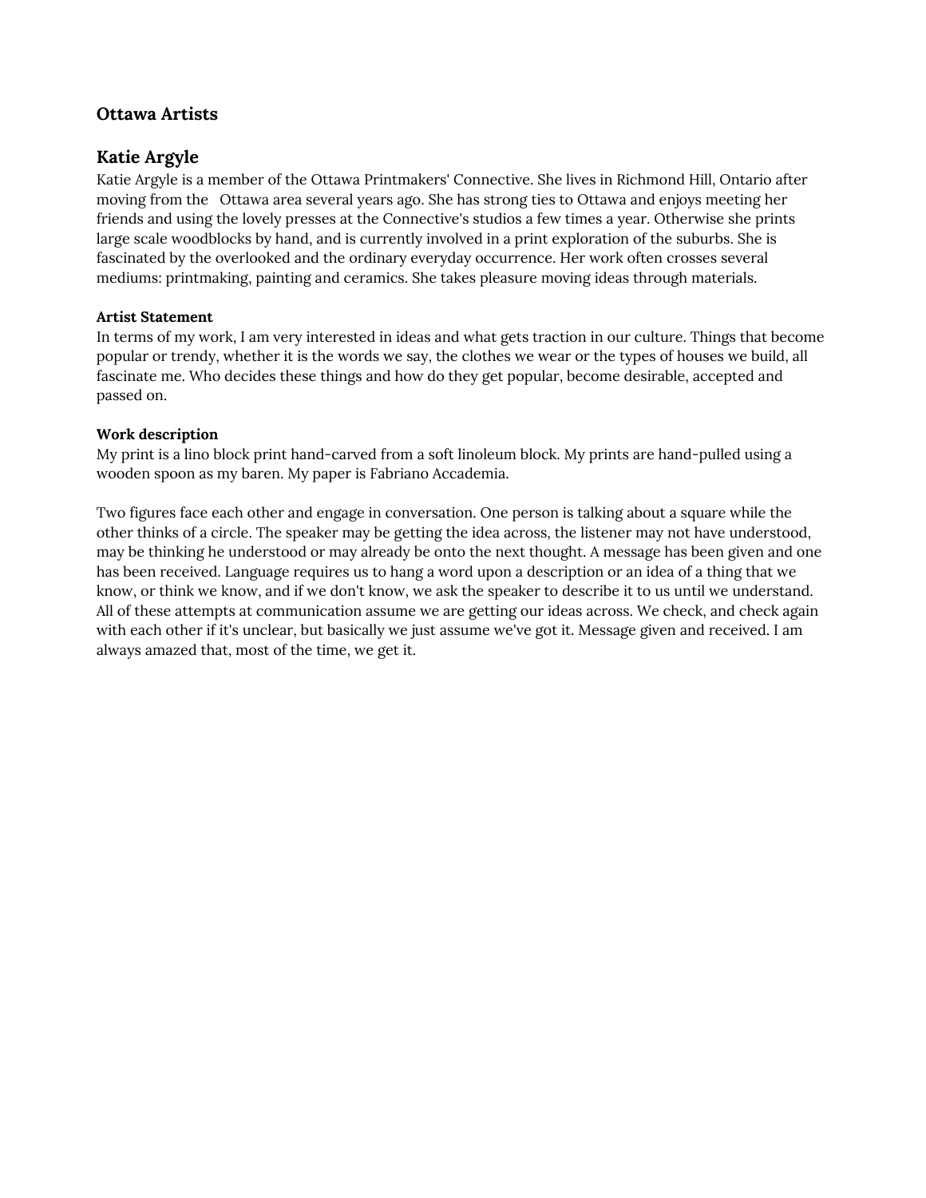## Ottawa Artists

### Katie Argyle

Katie Argyle is a member of the Ottawa Printmakers' Connective. She lives in Richmond Hill, Ontario after moving from the Ottawa area several years ago. She has strong ties to Ottawa and enjoys meeting her friends and using the lovely presses at the Connective's studios a few times a year. Otherwise she prints large scale woodblocks by hand, and is currently involved in a print exploration of the suburbs. She is fascinated by the overlooked and the ordinary everyday occurrence. Her work often crosses several mediums: printmaking, painting and ceramics. She takes pleasure moving ideas through materials.

**Artist Statement**

In terms of my work, I am very interested in ideas and what gets traction in our culture. Things that become popular or trendy, whether it is the words we say, the clothes we wear or the types of houses we build, all fascinate me. Who decides these things and how do they get popular, become desirable, accepted and passed on.

**Work description**

My print is a lino block print hand-carved from a soft linoleum block. My prints are hand-pulled using a wooden spoon as my baren. My paper is Fabriano Accademia.

Two figures face each other and engage in conversation. One person is talking about a square while the other thinks of a circle. The speaker may be getting the idea across, the listener may not have understood, may be thinking he understood or may already be onto the next thought. A message has been given and one has been received. Language requires us to hang a word upon a description or an idea of a thing that we know, or think we know, and if we don't know, we ask the speaker to describe it to us until we understand. All of these attempts at communication assume we are getting our ideas across. We check, and check again with each other if it's unclear, but basically we just assume we've got it. Message given and received. I am always amazed that, most of the time, we get it.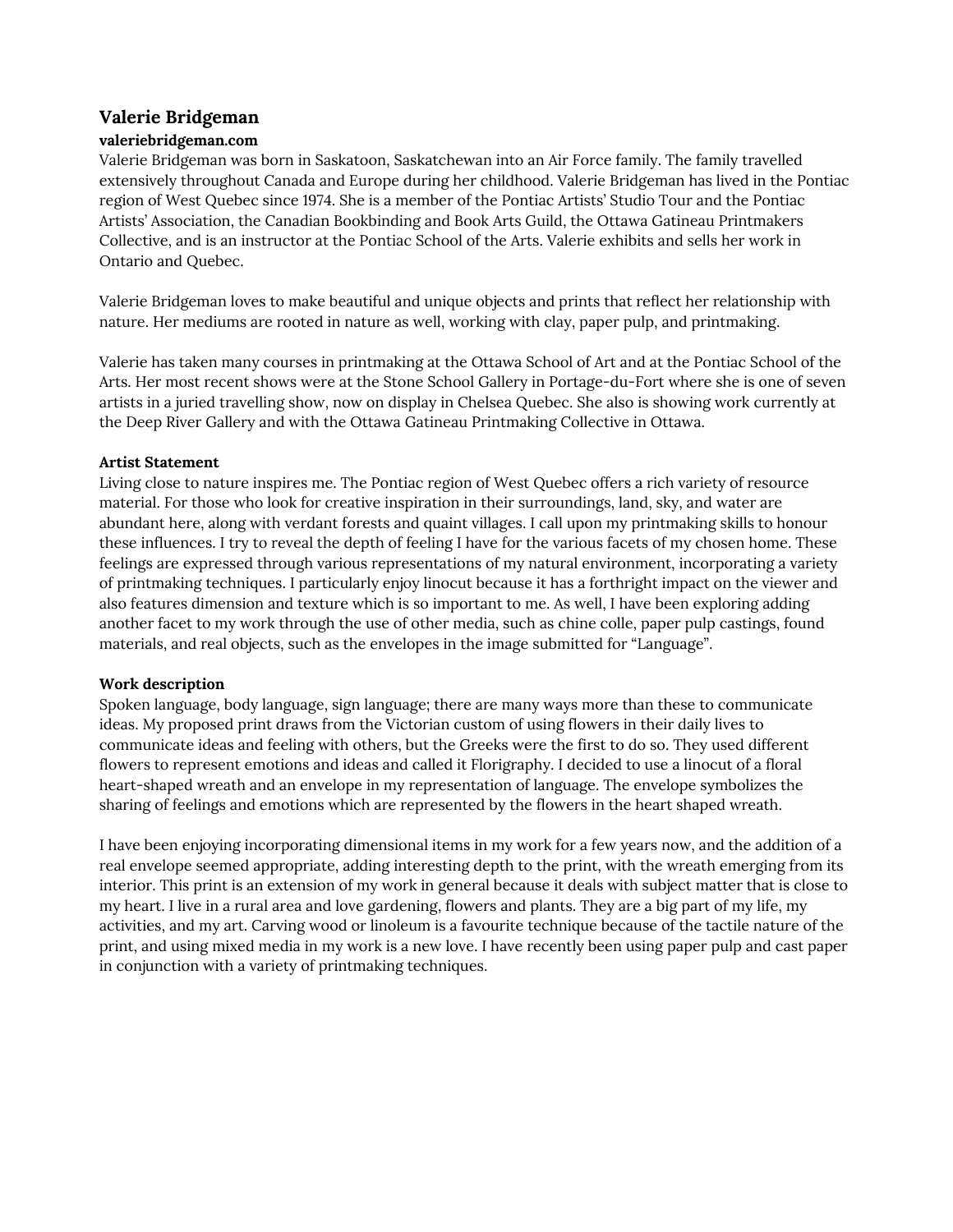## Valerie Bridgeman

**valeriebridgeman.com**

Valerie Bridgeman was born in Saskatoon, Saskatchewan into an Air Force family. The family travelled extensively throughout Canada and Europe during her childhood. Valerie Bridgeman has lived in the Pontiac region of West Quebec since 1974. She is a member of the Pontiac Artists' Studio Tour and the Pontiac Artists' Association, the Canadian Bookbinding and Book Arts Guild, the Ottawa Gatineau Printmakers Collective, and is an instructor at the Pontiac School of the Arts. Valerie exhibits and sells her work in Ontario and Quebec.

Valerie Bridgeman loves to make beautiful and unique objects and prints that reflect her relationship with nature. Her mediums are rooted in nature as well, working with clay, paper pulp, and printmaking.

Valerie has taken many courses in printmaking at the Ottawa School of Art and at the Pontiac School of the Arts. Her most recent shows were at the Stone School Gallery in Portage-du-Fort where she is one of seven artists in a juried travelling show, now on display in Chelsea Quebec. She also is showing work currently at the Deep River Gallery and with the Ottawa Gatineau Printmaking Collective in Ottawa.

**Artist Statement**

Living close to nature inspires me. The Pontiac region of West Quebec offers a rich variety of resource material. For those who look for creative inspiration in their surroundings, land, sky, and water are abundant here, along with verdant forests and quaint villages. I call upon my printmaking skills to honour these influences. I try to reveal the depth of feeling I have for the various facets of my chosen home. These feelings are expressed through various representations of my natural environment, incorporating a variety of printmaking techniques. I particularly enjoy linocut because it has a forthright impact on the viewer and also features dimension and texture which is so important to me. As well, I have been exploring adding another facet to my work through the use of other media, such as chine colle, paper pulp castings, found materials, and real objects, such as the envelopes in the image submitted for "Language".

**Work description**

Spoken language, body language, sign language; there are many ways more than these to communicate ideas. My proposed print draws from the Victorian custom of using flowers in their daily lives to communicate ideas and feeling with others, but the Greeks were the first to do so. They used different flowers to represent emotions and ideas and called it Florigraphy. I decided to use a linocut of a floral heart-shaped wreath and an envelope in my representation of language. The envelope symbolizes the sharing of feelings and emotions which are represented by the flowers in the heart shaped wreath.

I have been enjoying incorporating dimensional items in my work for a few years now, and the addition of a real envelope seemed appropriate, adding interesting depth to the print, with the wreath emerging from its interior. This print is an extension of my work in general because it deals with subject matter that is close to my heart. I live in a rural area and love gardening, flowers and plants. They are a big part of my life, my activities, and my art. Carving wood or linoleum is a favourite technique because of the tactile nature of the print, and using mixed media in my work is a new love. I have recently been using paper pulp and cast paper in conjunction with a variety of printmaking techniques.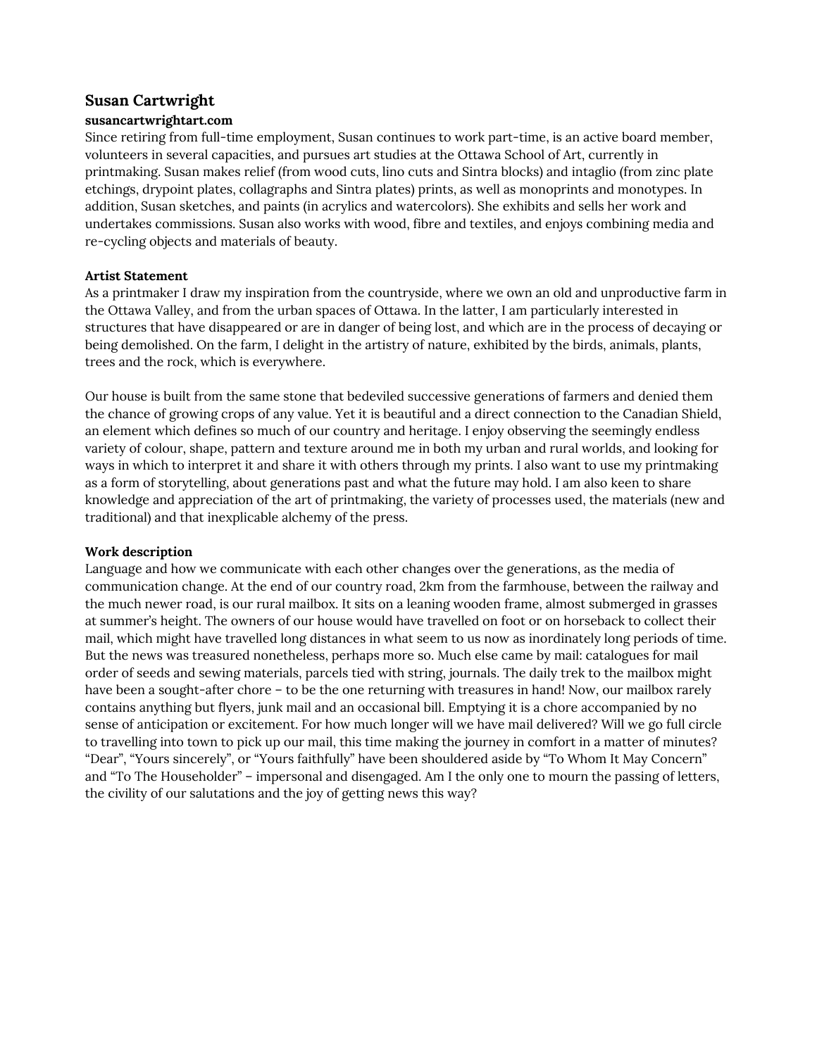## Susan Cartwright

**susancartwrightart.com**

Since retiring from full-time employment, Susan continues to work part-time, is an active board member, volunteers in several capacities, and pursues art studies at the Ottawa School of Art, currently in printmaking. Susan makes relief (from wood cuts, lino cuts and Sintra blocks) and intaglio (from zinc plate etchings, drypoint plates, collagraphs and Sintra plates) prints, as well as monoprints and monotypes. In addition, Susan sketches, and paints (in acrylics and watercolors). She exhibits and sells her work and undertakes commissions. Susan also works with wood, fibre and textiles, and enjoys combining media and re-cycling objects and materials of beauty.

**Artist Statement**

As a printmaker I draw my inspiration from the countryside, where we own an old and unproductive farm in the Ottawa Valley, and from the urban spaces of Ottawa. In the latter, I am particularly interested in structures that have disappeared or are in danger of being lost, and which are in the process of decaying or being demolished. On the farm, I delight in the artistry of nature, exhibited by the birds, animals, plants, trees and the rock, which is everywhere.

Our house is built from the same stone that bedeviled successive generations of farmers and denied them the chance of growing crops of any value. Yet it is beautiful and a direct connection to the Canadian Shield, an element which defines so much of our country and heritage. I enjoy observing the seemingly endless variety of colour, shape, pattern and texture around me in both my urban and rural worlds, and looking for ways in which to interpret it and share it with others through my prints. I also want to use my printmaking as a form of storytelling, about generations past and what the future may hold. I am also keen to share knowledge and appreciation of the art of printmaking, the variety of processes used, the materials (new and traditional) and that inexplicable alchemy of the press.

**Work description**

Language and how we communicate with each other changes over the generations, as the media of communication change. At the end of our country road, 2km from the farmhouse, between the railway and the much newer road, is our rural mailbox. It sits on a leaning wooden frame, almost submerged in grasses at summer's height. The owners of our house would have travelled on foot or on horseback to collect their mail, which might have travelled long distances in what seem to us now as inordinately long periods of time. But the news was treasured nonetheless, perhaps more so. Much else came by mail: catalogues for mail order of seeds and sewing materials, parcels tied with string, journals. The daily trek to the mailbox might have been a sought-after chore – to be the one returning with treasures in hand! Now, our mailbox rarely contains anything but flyers, junk mail and an occasional bill. Emptying it is a chore accompanied by no sense of anticipation or excitement. For how much longer will we have mail delivered? Will we go full circle to travelling into town to pick up our mail, this time making the journey in comfort in a matter of minutes? "Dear", "Yours sincerely", or "Yours faithfully" have been shouldered aside by "To Whom It May Concern" and "To The Householder" – impersonal and disengaged. Am I the only one to mourn the passing of letters, the civility of our salutations and the joy of getting news this way?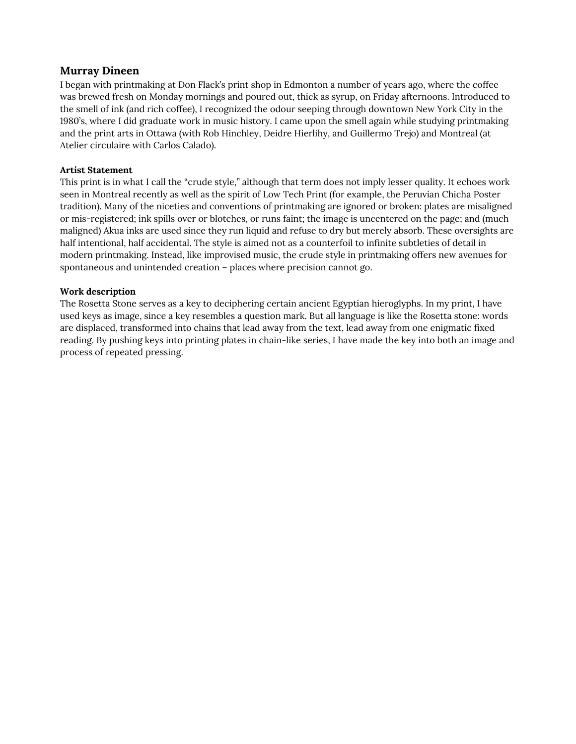## Murray Dineen

I began with printmaking at Don Flack's print shop in Edmonton a number of years ago, where the coffee was brewed fresh on Monday mornings and poured out, thick as syrup, on Friday afternoons. Introduced to the smell of ink (and rich coffee), I recognized the odour seeping through downtown New York City in the 1980's, where I did graduate work in music history. I came upon the smell again while studying printmaking and the print arts in Ottawa (with Rob Hinchley, Deidre Hierlihy, and Guillermo Trejo) and Montreal (at Atelier circulaire with Carlos Calado).

### Artist Statement

This print is in what I call the "crude style," although that term does not imply lesser quality. It echoes work seen in Montreal recently as well as the spirit of Low Tech Print (for example, the Peruvian Chicha Poster tradition). Many of the niceties and conventions of printmaking are ignored or broken: plates are misaligned or mis-registered; ink spills over or blotches, or runs faint; the image is uncentered on the page; and (much maligned) Akua inks are used since they run liquid and refuse to dry but merely absorb. These oversights are half intentional, half accidental. The style is aimed not as a counterfoil to infinite subtleties of detail in modern printmaking. Instead, like improvised music, the crude style in printmaking offers new avenues for spontaneous and unintended creation – places where precision cannot go.

### Work description

The Rosetta Stone serves as a key to deciphering certain ancient Egyptian hieroglyphs. In my print, I have used keys as image, since a key resembles a question mark. But all language is like the Rosetta stone: words are displaced, transformed into chains that lead away from the text, lead away from one enigmatic fixed reading. By pushing keys into printing plates in chain-like series, I have made the key into both an image and process of repeated pressing.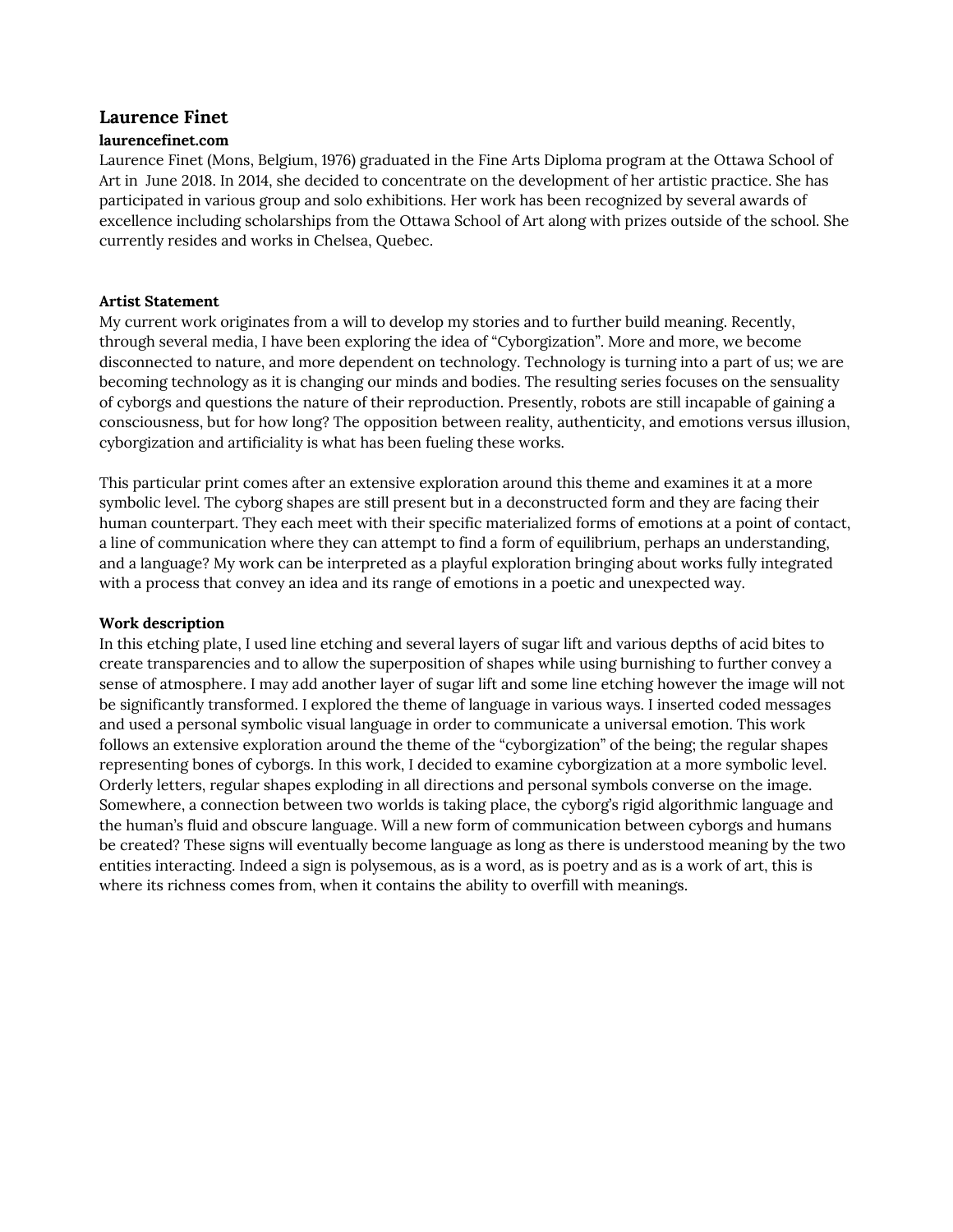## Laurence Finet

**laurencefinet.com**

Laurence Finet (Mons, Belgium, 1976) graduated in the Fine Arts Diploma program at the Ottawa School of Art in June 2018. In 2014, she decided to concentrate on the development of her artistic practice. She has participated in various group and solo exhibitions. Her work has been recognized by several awards of excellence including scholarships from the Ottawa School of Art along with prizes outside of the school. She currently resides and works in Chelsea, Quebec.

### Artist Statement

My current work originates from a will to develop my stories and to further build meaning. Recently, through several media, I have been exploring the idea of "Cyborgization". More and more, we become disconnected to nature, and more dependent on technology. Technology is turning into a part of us; we are becoming technology as it is changing our minds and bodies. The resulting series focuses on the sensuality of cyborgs and questions the nature of their reproduction. Presently, robots are still incapable of gaining a consciousness, but for how long? The opposition between reality, authenticity, and emotions versus illusion, cyborgization and artificiality is what has been fueling these works.

This particular print comes after an extensive exploration around this theme and examines it at a more symbolic level. The cyborg shapes are still present but in a deconstructed form and they are facing their human counterpart. They each meet with their specific materialized forms of emotions at a point of contact, a line of communication where they can attempt to find a form of equilibrium, perhaps an understanding, and a language? My work can be interpreted as a playful exploration bringing about works fully integrated with a process that convey an idea and its range of emotions in a poetic and unexpected way.

### Work description

In this etching plate, I used line etching and several layers of sugar lift and various depths of acid bites to create transparencies and to allow the superposition of shapes while using burnishing to further convey a sense of atmosphere. I may add another layer of sugar lift and some line etching however the image will not be significantly transformed. I explored the theme of language in various ways. I inserted coded messages and used a personal symbolic visual language in order to communicate a universal emotion. This work follows an extensive exploration around the theme of the "cyborgization" of the being; the regular shapes representing bones of cyborgs. In this work, I decided to examine cyborgization at a more symbolic level. Orderly letters, regular shapes exploding in all directions and personal symbols converse on the image. Somewhere, a connection between two worlds is taking place, the cyborg's rigid algorithmic language and the human's fluid and obscure language. Will a new form of communication between cyborgs and humans be created? These signs will eventually become language as long as there is understood meaning by the two entities interacting. Indeed a sign is polysemous, as is a word, as is poetry and as is a work of art, this is where its richness comes from, when it contains the ability to overfill with meanings.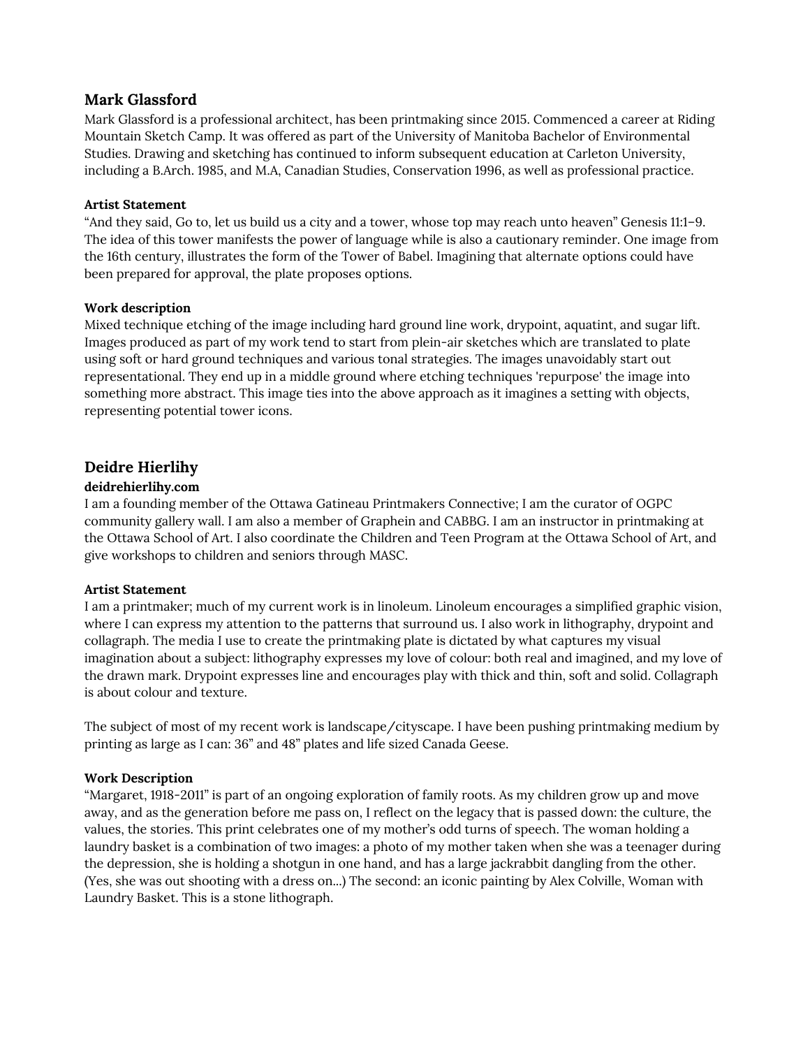## Mark Glassford

Mark Glassford is a professional architect, has been printmaking since 2015. Commenced a career at Riding Mountain Sketch Camp. It was offered as part of the University of Manitoba Bachelor of Environmental Studies. Drawing and sketching has continued to inform subsequent education at Carleton University, including a B.Arch. 1985, and M.A, Canadian Studies, Conservation 1996, as well as professional practice.

**Artist Statement**

“And they said, Go to, let us build us a city and a tower, whose top may reach unto heaven” Genesis 11:1–9. The idea of this tower manifests the power of language while is also a cautionary reminder. One image from the 16th century, illustrates the form of the Tower of Babel. Imagining that alternate options could have been prepared for approval, the plate proposes options.

**Work description**

Mixed technique etching of the image including hard ground line work, drypoint, aquatint, and sugar lift. Images produced as part of my work tend to start from plein-air sketches which are translated to plate using soft or hard ground techniques and various tonal strategies. The images unavoidably start out representational. They end up in a middle ground where etching techniques 'repurpose' the image into something more abstract. This image ties into the above approach as it imagines a setting with objects, representing potential tower icons.

## Deidre Hierlihy

**deidrehierlihy.com**

I am a founding member of the Ottawa Gatineau Printmakers Connective; I am the curator of OGPC community gallery wall. I am also a member of Graphein and CABBG. I am an instructor in printmaking at the Ottawa School of Art. I also coordinate the Children and Teen Program at the Ottawa School of Art, and give workshops to children and seniors through MASC.

**Artist Statement**

I am a printmaker; much of my current work is in linoleum. Linoleum encourages a simplified graphic vision, where I can express my attention to the patterns that surround us. I also work in lithography, drypoint and collagraph. The media I use to create the printmaking plate is dictated by what captures my visual imagination about a subject: lithography expresses my love of colour: both real and imagined, and my love of the drawn mark. Drypoint expresses line and encourages play with thick and thin, soft and solid. Collagraph is about colour and texture.

The subject of most of my recent work is landscape/cityscape. I have been pushing printmaking medium by printing as large as I can: 36” and 48” plates and life sized Canada Geese.

**Work Description**

“Margaret, 1918-2011” is part of an ongoing exploration of family roots. As my children grow up and move away, and as the generation before me pass on, I reflect on the legacy that is passed down: the culture, the values, the stories. This print celebrates one of my mother’s odd turns of speech. The woman holding a laundry basket is a combination of two images: a photo of my mother taken when she was a teenager during the depression, she is holding a shotgun in one hand, and has a large jackrabbit dangling from the other. (Yes, she was out shooting with a dress on…) The second: an iconic painting by Alex Colville, Woman with Laundry Basket. This is a stone lithograph.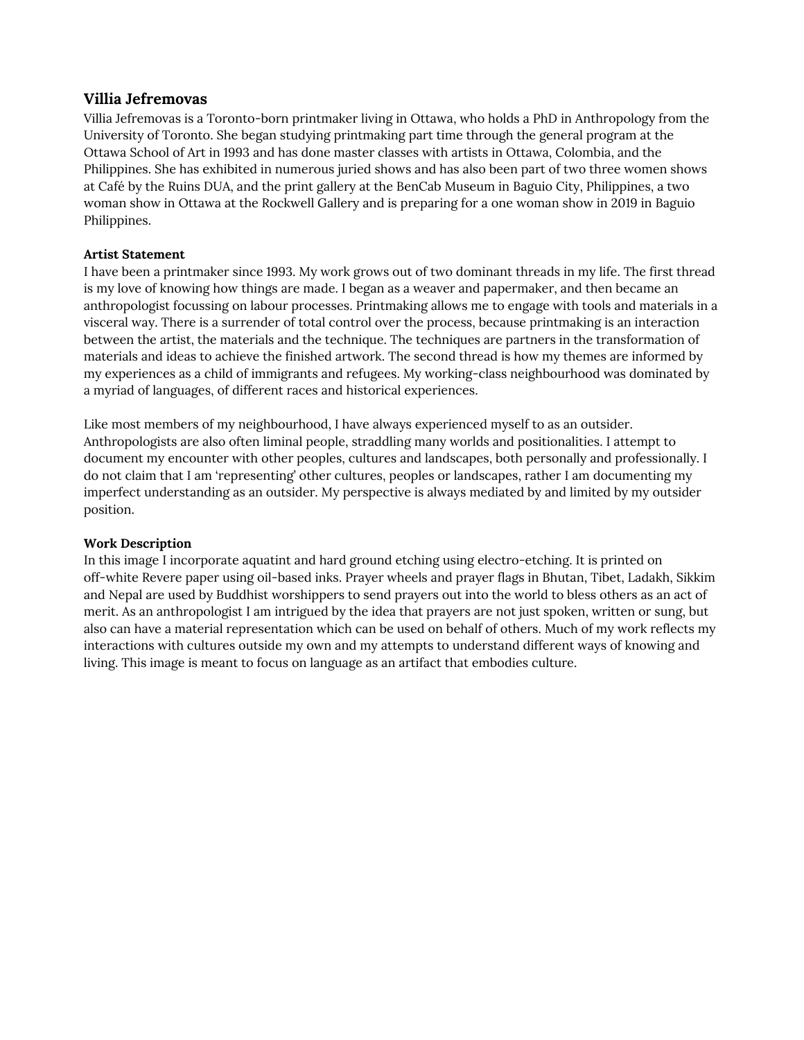## Villia Jefremovas

Villia Jefremovas is a Toronto-born printmaker living in Ottawa, who holds a PhD in Anthropology from the University of Toronto. She began studying printmaking part time through the general program at the Ottawa School of Art in 1993 and has done master classes with artists in Ottawa, Colombia, and the Philippines. She has exhibited in numerous juried shows and has also been part of two three women shows at Café by the Ruins DUA, and the print gallery at the BenCab Museum in Baguio City, Philippines, a two woman show in Ottawa at the Rockwell Gallery and is preparing for a one woman show in 2019 in Baguio Philippines.

### Artist Statement

I have been a printmaker since 1993. My work grows out of two dominant threads in my life. The first thread is my love of knowing how things are made. I began as a weaver and papermaker, and then became an anthropologist focussing on labour processes. Printmaking allows me to engage with tools and materials in a visceral way. There is a surrender of total control over the process, because printmaking is an interaction between the artist, the materials and the technique. The techniques are partners in the transformation of materials and ideas to achieve the finished artwork. The second thread is how my themes are informed by my experiences as a child of immigrants and refugees. My working-class neighbourhood was dominated by a myriad of languages, of different races and historical experiences.

Like most members of my neighbourhood, I have always experienced myself to as an outsider. Anthropologists are also often liminal people, straddling many worlds and positionalities. I attempt to document my encounter with other peoples, cultures and landscapes, both personally and professionally. I do not claim that I am 'representing' other cultures, peoples or landscapes, rather I am documenting my imperfect understanding as an outsider. My perspective is always mediated by and limited by my outsider position.

### Work Description

In this image I incorporate aquatint and hard ground etching using electro-etching. It is printed on off-white Revere paper using oil-based inks. Prayer wheels and prayer flags in Bhutan, Tibet, Ladakh, Sikkim and Nepal are used by Buddhist worshippers to send prayers out into the world to bless others as an act of merit. As an anthropologist I am intrigued by the idea that prayers are not just spoken, written or sung, but also can have a material representation which can be used on behalf of others. Much of my work reflects my interactions with cultures outside my own and my attempts to understand different ways of knowing and living. This image is meant to focus on language as an artifact that embodies culture.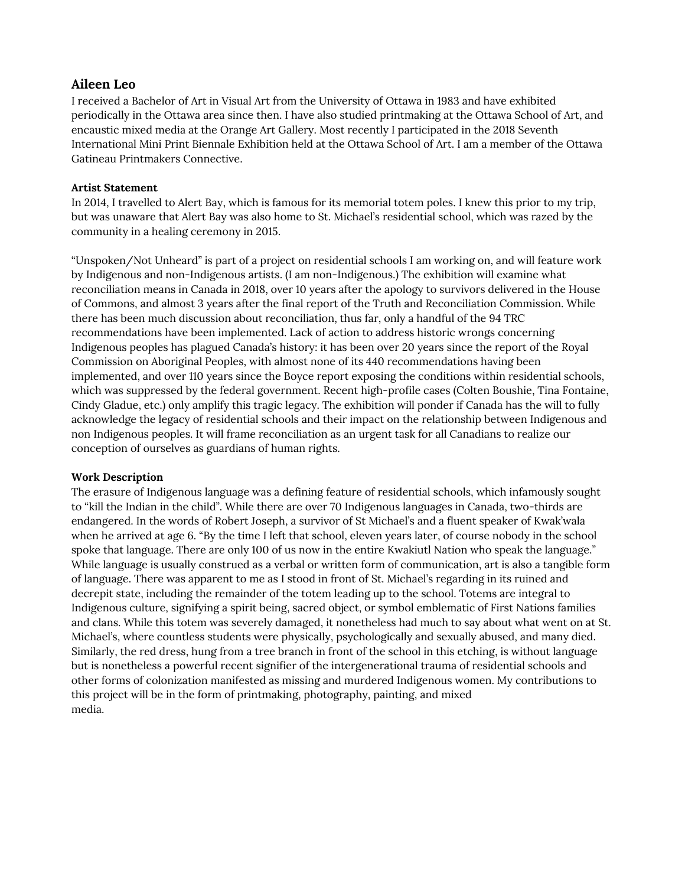## Aileen Leo

I received a Bachelor of Art in Visual Art from the University of Ottawa in 1983 and have exhibited periodically in the Ottawa area since then. I have also studied printmaking at the Ottawa School of Art, and encaustic mixed media at the Orange Art Gallery. Most recently I participated in the 2018 Seventh International Mini Print Biennale Exhibition held at the Ottawa School of Art. I am a member of the Ottawa Gatineau Printmakers Connective.

**Artist Statement**

In 2014, I travelled to Alert Bay, which is famous for its memorial totem poles. I knew this prior to my trip, but was unaware that Alert Bay was also home to St. Michael's residential school, which was razed by the community in a healing ceremony in 2015.

"Unspoken/Not Unheard" is part of a project on residential schools I am working on, and will feature work by Indigenous and non-Indigenous artists. (I am non-Indigenous.) The exhibition will examine what reconciliation means in Canada in 2018, over 10 years after the apology to survivors delivered in the House of Commons, and almost 3 years after the final report of the Truth and Reconciliation Commission. While there has been much discussion about reconciliation, thus far, only a handful of the 94 TRC recommendations have been implemented. Lack of action to address historic wrongs concerning Indigenous peoples has plagued Canada's history: it has been over 20 years since the report of the Royal Commission on Aboriginal Peoples, with almost none of its 440 recommendations having been implemented, and over 110 years since the Boyce report exposing the conditions within residential schools, which was suppressed by the federal government. Recent high-profile cases (Colten Boushie, Tina Fontaine, Cindy Gladue, etc.) only amplify this tragic legacy. The exhibition will ponder if Canada has the will to fully acknowledge the legacy of residential schools and their impact on the relationship between Indigenous and non Indigenous peoples. It will frame reconciliation as an urgent task for all Canadians to realize our conception of ourselves as guardians of human rights.

**Work Description**

The erasure of Indigenous language was a defining feature of residential schools, which infamously sought to "kill the Indian in the child". While there are over 70 Indigenous languages in Canada, two-thirds are endangered. In the words of Robert Joseph, a survivor of St Michael's and a fluent speaker of Kwak'wala when he arrived at age 6. "By the time I left that school, eleven years later, of course nobody in the school spoke that language. There are only 100 of us now in the entire Kwakiutl Nation who speak the language." While language is usually construed as a verbal or written form of communication, art is also a tangible form of language. There was apparent to me as I stood in front of St. Michael's regarding in its ruined and decrepit state, including the remainder of the totem leading up to the school. Totems are integral to Indigenous culture, signifying a spirit being, sacred object, or symbol emblematic of First Nations families and clans. While this totem was severely damaged, it nonetheless had much to say about what went on at St. Michael's, where countless students were physically, psychologically and sexually abused, and many died. Similarly, the red dress, hung from a tree branch in front of the school in this etching, is without language but is nonetheless a powerful recent signifier of the intergenerational trauma of residential schools and other forms of colonization manifested as missing and murdered Indigenous women. My contributions to this project will be in the form of printmaking, photography, painting, and mixed media.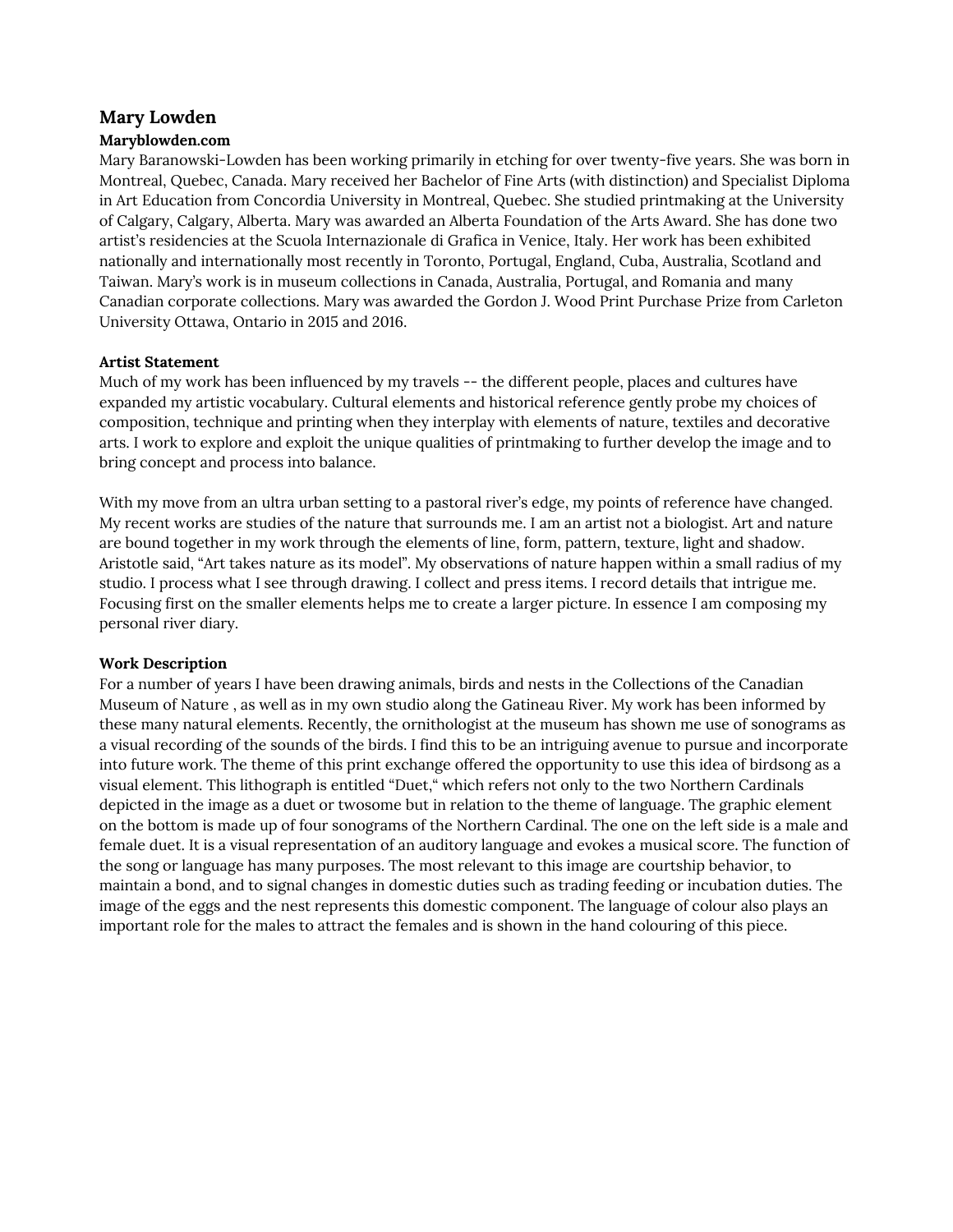## Mary Lowden

**Maryblowden.com**

Mary Baranowski-Lowden has been working primarily in etching for over twenty-five years. She was born in Montreal, Quebec, Canada. Mary received her Bachelor of Fine Arts (with distinction) and Specialist Diploma in Art Education from Concordia University in Montreal, Quebec. She studied printmaking at the University of Calgary, Calgary, Alberta. Mary was awarded an Alberta Foundation of the Arts Award. She has done two artist's residencies at the Scuola Internazionale di Grafica in Venice, Italy. Her work has been exhibited nationally and internationally most recently in Toronto, Portugal, England, Cuba, Australia, Scotland and Taiwan. Mary's work is in museum collections in Canada, Australia, Portugal, and Romania and many Canadian corporate collections. Mary was awarded the Gordon J. Wood Print Purchase Prize from Carleton University Ottawa, Ontario in 2015 and 2016.

**Artist Statement**

Much of my work has been influenced by my travels -- the different people, places and cultures have expanded my artistic vocabulary. Cultural elements and historical reference gently probe my choices of composition, technique and printing when they interplay with elements of nature, textiles and decorative arts. I work to explore and exploit the unique qualities of printmaking to further develop the image and to bring concept and process into balance.

With my move from an ultra urban setting to a pastoral river's edge, my points of reference have changed. My recent works are studies of the nature that surrounds me. I am an artist not a biologist. Art and nature are bound together in my work through the elements of line, form, pattern, texture, light and shadow. Aristotle said, "Art takes nature as its model". My observations of nature happen within a small radius of my studio. I process what I see through drawing. I collect and press items. I record details that intrigue me. Focusing first on the smaller elements helps me to create a larger picture. In essence I am composing my personal river diary.

**Work Description**

For a number of years I have been drawing animals, birds and nests in the Collections of the Canadian Museum of Nature , as well as in my own studio along the Gatineau River. My work has been informed by these many natural elements. Recently, the ornithologist at the museum has shown me use of sonograms as a visual recording of the sounds of the birds. I find this to be an intriguing avenue to pursue and incorporate into future work. The theme of this print exchange offered the opportunity to use this idea of birdsong as a visual element. This lithograph is entitled "Duet," which refers not only to the two Northern Cardinals depicted in the image as a duet or twosome but in relation to the theme of language. The graphic element on the bottom is made up of four sonograms of the Northern Cardinal. The one on the left side is a male and female duet. It is a visual representation of an auditory language and evokes a musical score. The function of the song or language has many purposes. The most relevant to this image are courtship behavior, to maintain a bond, and to signal changes in domestic duties such as trading feeding or incubation duties. The image of the eggs and the nest represents this domestic component. The language of colour also plays an important role for the males to attract the females and is shown in the hand colouring of this piece.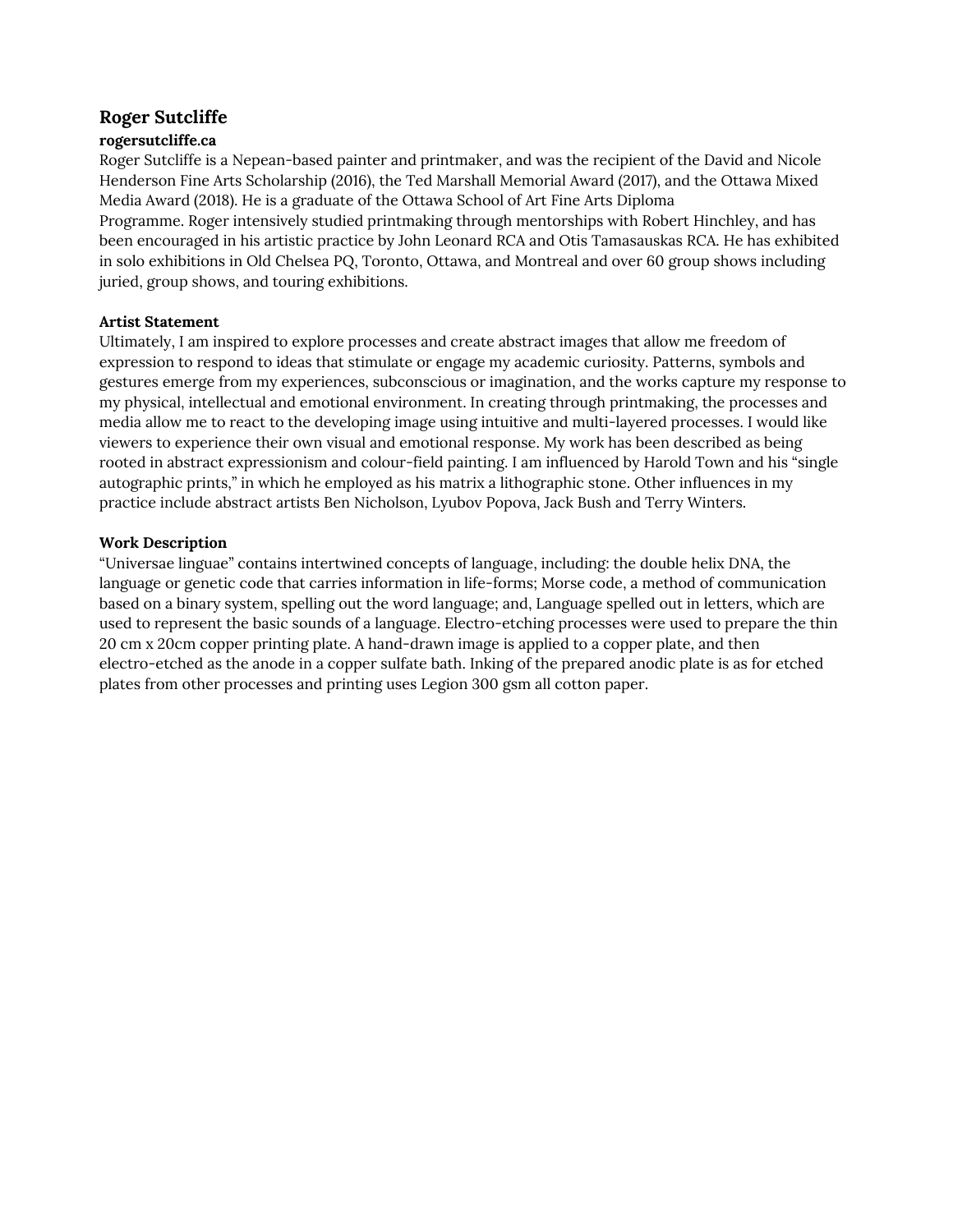## Roger Sutcliffe

**rogersutcliffe.ca**

Roger Sutcliffe is a Nepean-based painter and printmaker, and was the recipient of the David and Nicole Henderson Fine Arts Scholarship (2016), the Ted Marshall Memorial Award (2017), and the Ottawa Mixed Media Award (2018). He is a graduate of the Ottawa School of Art Fine Arts Diploma Programme. Roger intensively studied printmaking through mentorships with Robert Hinchley, and has been encouraged in his artistic practice by John Leonard RCA and Otis Tamasauskas RCA. He has exhibited in solo exhibitions in Old Chelsea PQ, Toronto, Ottawa, and Montreal and over 60 group shows including juried, group shows, and touring exhibitions.

**Artist Statement**

Ultimately, I am inspired to explore processes and create abstract images that allow me freedom of expression to respond to ideas that stimulate or engage my academic curiosity. Patterns, symbols and gestures emerge from my experiences, subconscious or imagination, and the works capture my response to my physical, intellectual and emotional environment. In creating through printmaking, the processes and media allow me to react to the developing image using intuitive and multi-layered processes. I would like viewers to experience their own visual and emotional response. My work has been described as being rooted in abstract expressionism and colour-field painting. I am influenced by Harold Town and his "single autographic prints," in which he employed as his matrix a lithographic stone. Other influences in my practice include abstract artists Ben Nicholson, Lyubov Popova, Jack Bush and Terry Winters.

**Work Description**

"Universae linguae" contains intertwined concepts of language, including: the double helix DNA, the language or genetic code that carries information in life-forms; Morse code, a method of communication based on a binary system, spelling out the word language; and, Language spelled out in letters, which are used to represent the basic sounds of a language. Electro-etching processes were used to prepare the thin 20 cm x 20cm copper printing plate. A hand-drawn image is applied to a copper plate, and then electro-etched as the anode in a copper sulfate bath. Inking of the prepared anodic plate is as for etched plates from other processes and printing uses Legion 300 gsm all cotton paper.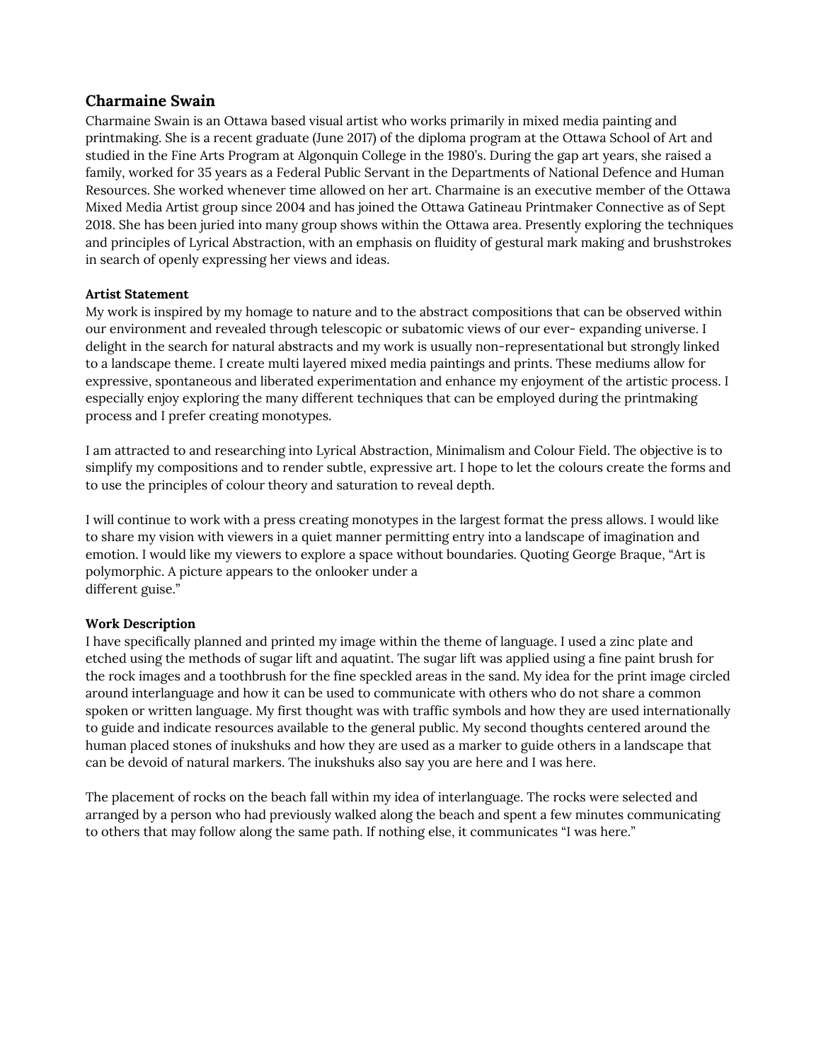## Charmaine Swain

Charmaine Swain is an Ottawa based visual artist who works primarily in mixed media painting and printmaking. She is a recent graduate (June 2017) of the diploma program at the Ottawa School of Art and studied in the Fine Arts Program at Algonquin College in the 1980's. During the gap art years, she raised a family, worked for 35 years as a Federal Public Servant in the Departments of National Defence and Human Resources. She worked whenever time allowed on her art. Charmaine is an executive member of the Ottawa Mixed Media Artist group since 2004 and has joined the Ottawa Gatineau Printmaker Connective as of Sept 2018. She has been juried into many group shows within the Ottawa area. Presently exploring the techniques and principles of Lyrical Abstraction, with an emphasis on fluidity of gestural mark making and brushstrokes in search of openly expressing her views and ideas.

**Artist Statement**

My work is inspired by my homage to nature and to the abstract compositions that can be observed within our environment and revealed through telescopic or subatomic views of our ever- expanding universe. I delight in the search for natural abstracts and my work is usually non-representational but strongly linked to a landscape theme. I create multi layered mixed media paintings and prints. These mediums allow for expressive, spontaneous and liberated experimentation and enhance my enjoyment of the artistic process. I especially enjoy exploring the many different techniques that can be employed during the printmaking process and I prefer creating monotypes.

I am attracted to and researching into Lyrical Abstraction, Minimalism and Colour Field. The objective is to simplify my compositions and to render subtle, expressive art. I hope to let the colours create the forms and to use the principles of colour theory and saturation to reveal depth.

I will continue to work with a press creating monotypes in the largest format the press allows. I would like to share my vision with viewers in a quiet manner permitting entry into a landscape of imagination and emotion. I would like my viewers to explore a space without boundaries. Quoting George Braque, "Art is polymorphic. A picture appears to the onlooker under a different guise."

**Work Description**

I have specifically planned and printed my image within the theme of language. I used a zinc plate and etched using the methods of sugar lift and aquatint. The sugar lift was applied using a fine paint brush for the rock images and a toothbrush for the fine speckled areas in the sand. My idea for the print image circled around interlanguage and how it can be used to communicate with others who do not share a common spoken or written language. My first thought was with traffic symbols and how they are used internationally to guide and indicate resources available to the general public. My second thoughts centered around the human placed stones of inukshuks and how they are used as a marker to guide others in a landscape that can be devoid of natural markers. The inukshuks also say you are here and I was here.

The placement of rocks on the beach fall within my idea of interlanguage. The rocks were selected and arranged by a person who had previously walked along the beach and spent a few minutes communicating to others that may follow along the same path. If nothing else, it communicates "I was here."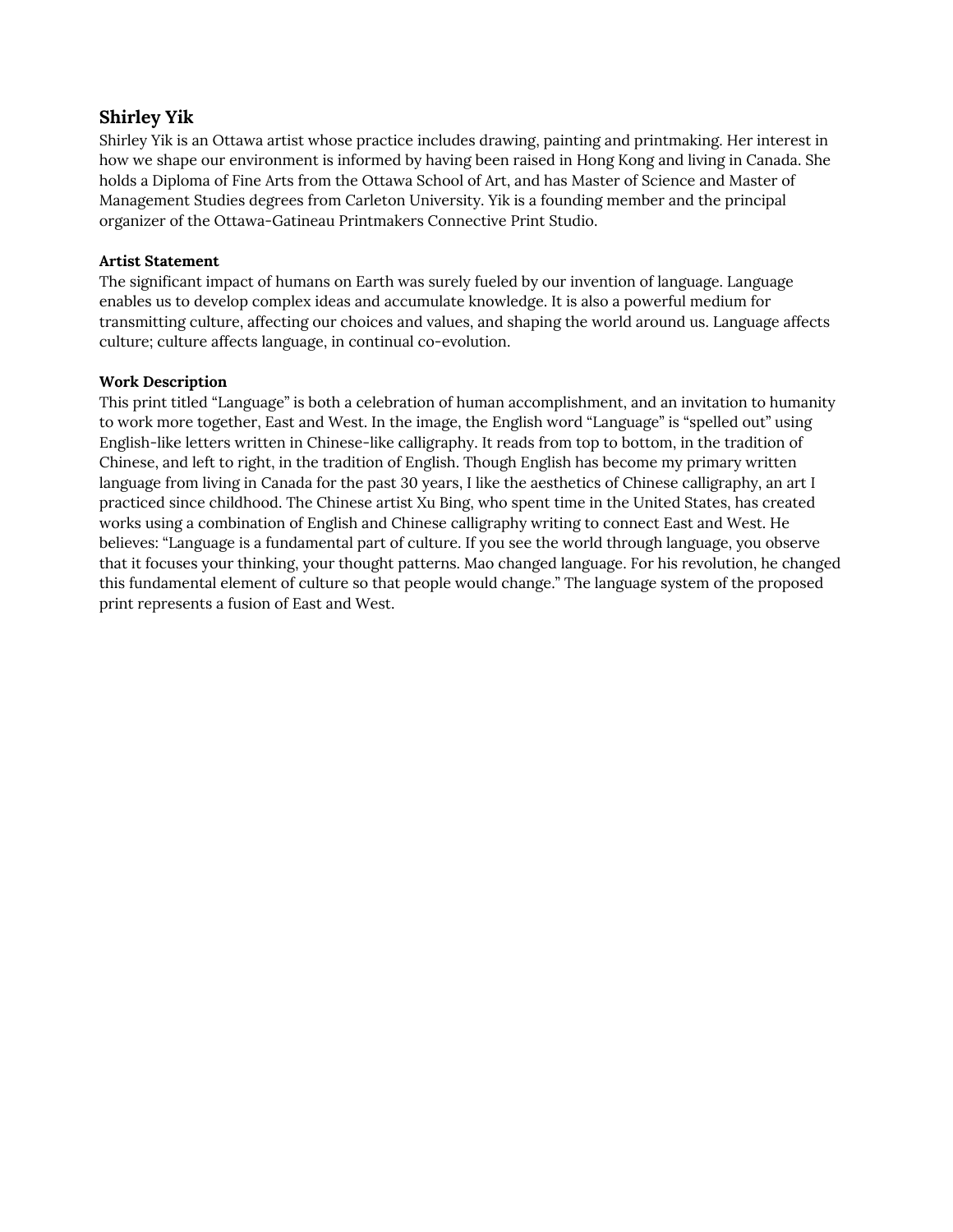## Shirley Yik

Shirley Yik is an Ottawa artist whose practice includes drawing, painting and printmaking. Her interest in how we shape our environment is informed by having been raised in Hong Kong and living in Canada. She holds a Diploma of Fine Arts from the Ottawa School of Art, and has Master of Science and Master of Management Studies degrees from Carleton University. Yik is a founding member and the principal organizer of the Ottawa-Gatineau Printmakers Connective Print Studio.

**Artist Statement**

The significant impact of humans on Earth was surely fueled by our invention of language. Language enables us to develop complex ideas and accumulate knowledge. It is also a powerful medium for transmitting culture, affecting our choices and values, and shaping the world around us. Language affects culture; culture affects language, in continual co-evolution.

**Work Description**

This print titled "Language" is both a celebration of human accomplishment, and an invitation to humanity to work more together, East and West. In the image, the English word "Language" is "spelled out" using English-like letters written in Chinese-like calligraphy. It reads from top to bottom, in the tradition of Chinese, and left to right, in the tradition of English. Though English has become my primary written language from living in Canada for the past 30 years, I like the aesthetics of Chinese calligraphy, an art I practiced since childhood. The Chinese artist Xu Bing, who spent time in the United States, has created works using a combination of English and Chinese calligraphy writing to connect East and West. He believes: "Language is a fundamental part of culture. If you see the world through language, you observe that it focuses your thinking, your thought patterns. Mao changed language. For his revolution, he changed this fundamental element of culture so that people would change." The language system of the proposed print represents a fusion of East and West.